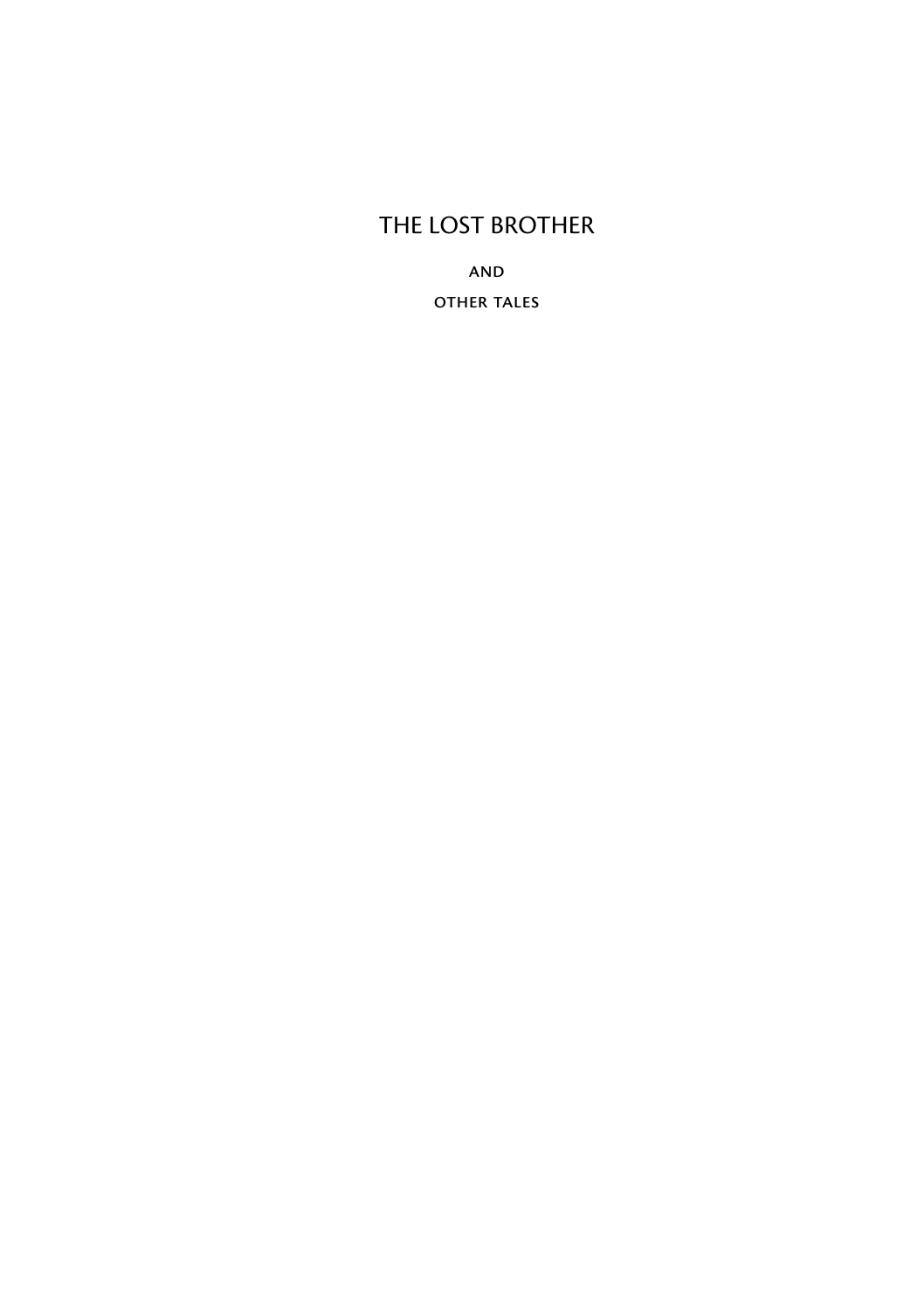# THE LOST BROTHER

AND

OTHER TALES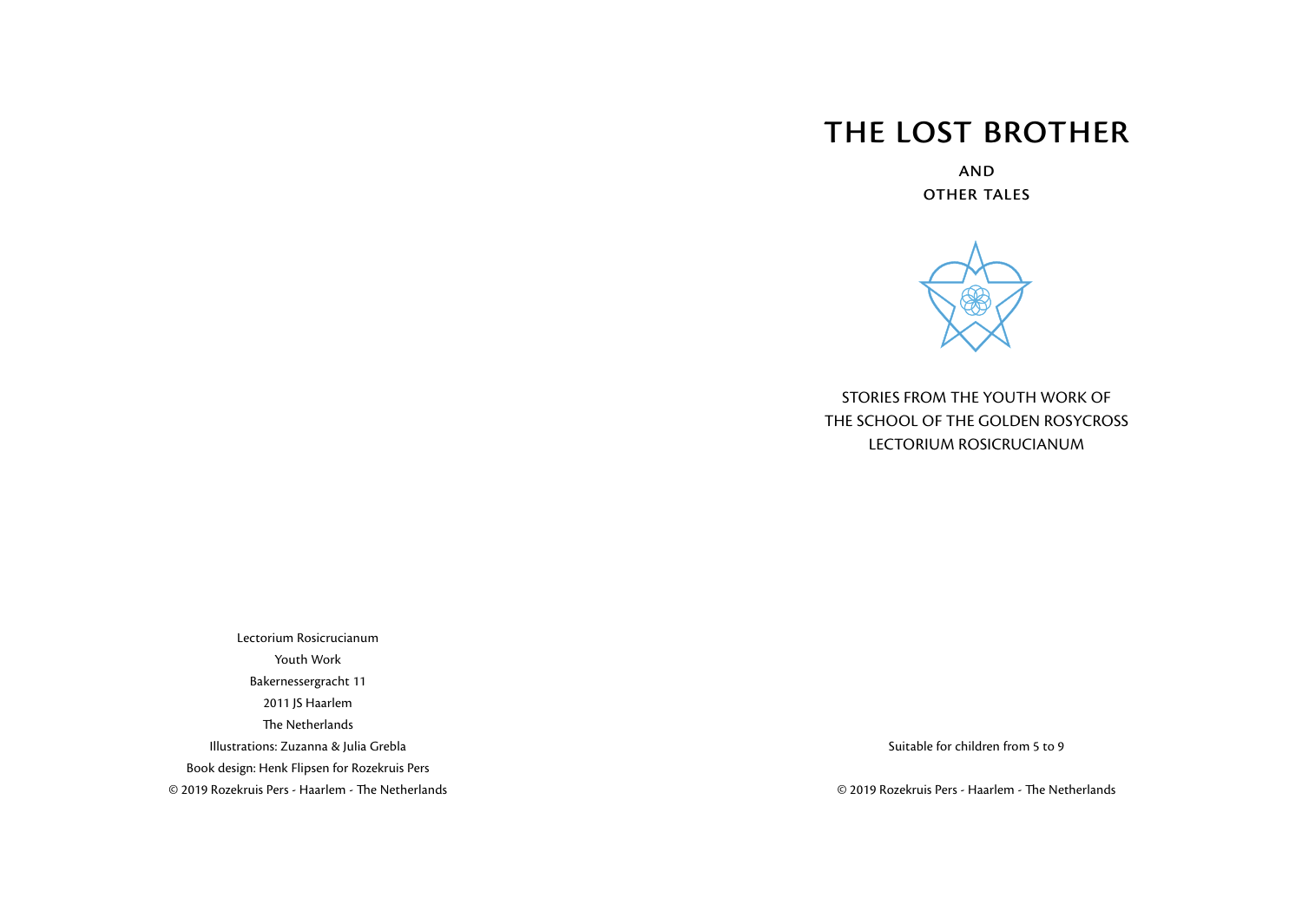Lectorium Rosicrucianum

Youth Work

Bakernessergracht 11

2011 JS Haarlem

The Netherlands

Illustrations: Zuzanna & Julia Grebla

Book design: Henk Flipsen for Rozekruis Pers

© 2019 Rozekruis Pers - Haarlem - The Netherlands

# THE LOST BROTHER

## AND

## OTHER TALES

STORIES FROM THE YOUTH WORK OF
THE SCHOOL OF THE GOLDEN ROSYCROSS
LECTORIUM ROSICRUCIANUM

Suitable for children from 5 to 9

© 2019 Rozekruis Pers - Haarlem - The Netherlands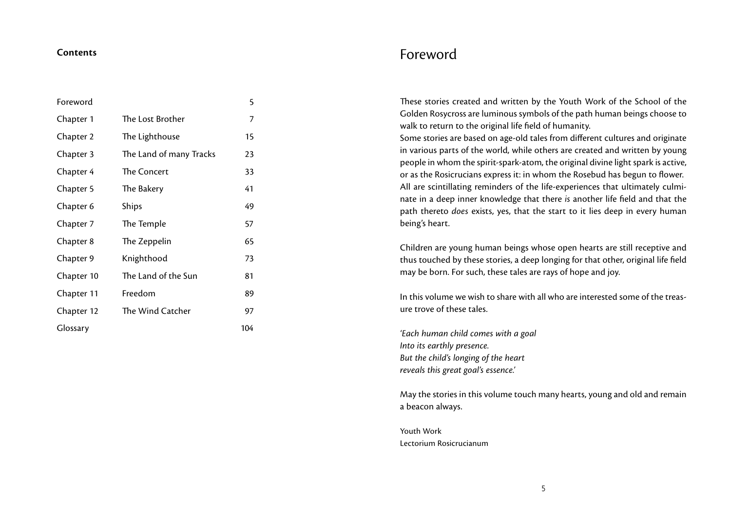## Contents

| | | |
|---|---|---|
| Foreword | | 5 |
| Chapter 1 | The Lost Brother | 7 |
| Chapter 2 | The Lighthouse | 15 |
| Chapter 3 | The Land of many Tracks | 23 |
| Chapter 4 | The Concert | 33 |
| Chapter 5 | The Bakery | 41 |
| Chapter 6 | Ships | 49 |
| Chapter 7 | The Temple | 57 |
| Chapter 8 | The Zeppelin | 65 |
| Chapter 9 | Knighthood | 73 |
| Chapter 10 | The Land of the Sun | 81 |
| Chapter 11 | Freedom | 89 |
| Chapter 12 | The Wind Catcher | 97 |
| Glossary | | 104 |

# Foreword

These stories created and written by the Youth Work of the School of the Golden Rosycross are luminous symbols of the path human beings choose to walk to return to the original life field of humanity.
Some stories are based on age-old tales from different cultures and originate in various parts of the world, while others are created and written by young people in whom the spirit-spark-atom, the original divine light spark is active, or as the Rosicrucians express it: in whom the Rosebud has begun to flower.
All are scintillating reminders of the life-experiences that ultimately culminate in a deep inner knowledge that there *is* another life field and that the path thereto *does* exists, yes, that the start to it lies deep in every human being's heart.

Children are young human beings whose open hearts are still receptive and thus touched by these stories, a deep longing for that other, original life field may be born. For such, these tales are rays of hope and joy.

In this volume we wish to share with all who are interested some of the treasure trove of these tales.

*'Each human child comes with a goal*
*Into its earthly presence.*
*But the child's longing of the heart*
*reveals this great goal's essence.'*

May the stories in this volume touch many hearts, young and old and remain a beacon always.

Youth Work
Lectorium Rosicrucianum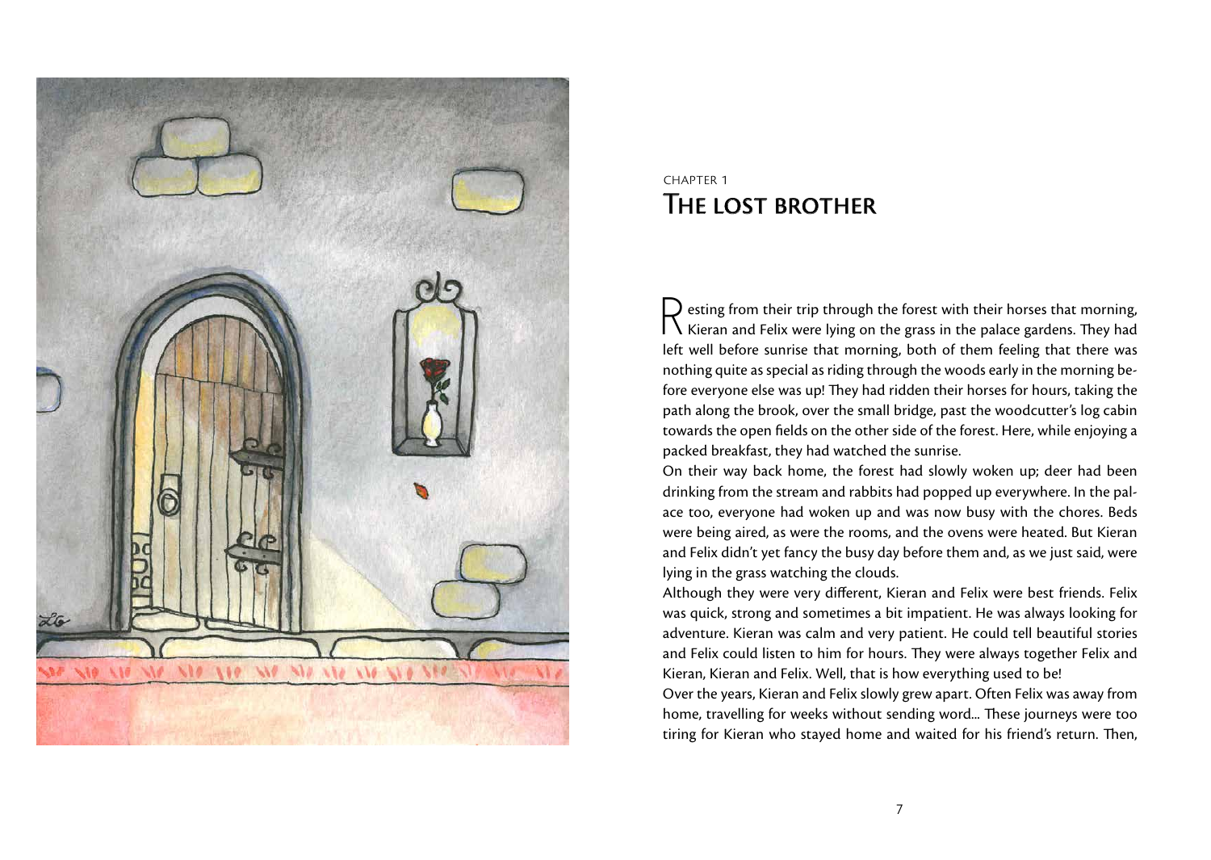CHAPTER 1

# The lost brother

Resting from their trip through the forest with their horses that morning, Kieran and Felix were lying on the grass in the palace gardens. They had left well before sunrise that morning, both of them feeling that there was nothing quite as special as riding through the woods early in the morning before everyone else was up! They had ridden their horses for hours, taking the path along the brook, over the small bridge, past the woodcutter's log cabin towards the open fields on the other side of the forest. Here, while enjoying a packed breakfast, they had watched the sunrise.

On their way back home, the forest had slowly woken up; deer had been drinking from the stream and rabbits had popped up everywhere. In the palace too, everyone had woken up and was now busy with the chores. Beds were being aired, as were the rooms, and the ovens were heated. But Kieran and Felix didn't yet fancy the busy day before them and, as we just said, were lying in the grass watching the clouds.

Although they were very different, Kieran and Felix were best friends. Felix was quick, strong and sometimes a bit impatient. He was always looking for adventure. Kieran was calm and very patient. He could tell beautiful stories and Felix could listen to him for hours. They were always together Felix and Kieran, Kieran and Felix. Well, that is how everything used to be!

Over the years, Kieran and Felix slowly grew apart. Often Felix was away from home, travelling for weeks without sending word... These journeys were too tiring for Kieran who stayed home and waited for his friend's return. Then,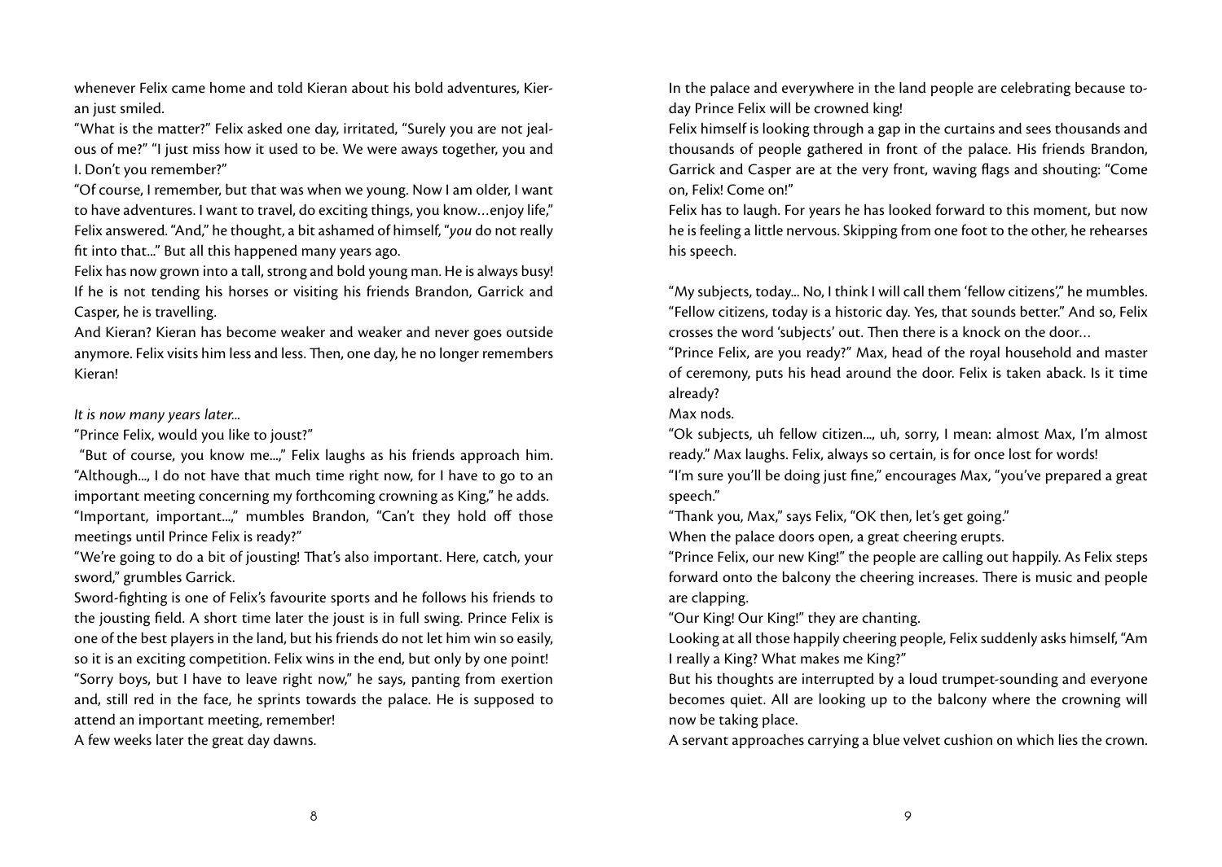whenever Felix came home and told Kieran about his bold adventures, Kieran just smiled.

"What is the matter?" Felix asked one day, irritated, "Surely you are not jealous of me?" "I just miss how it used to be. We were aways together, you and I. Don't you remember?"

"Of course, I remember, but that was when we young. Now I am older, I want to have adventures. I want to travel, do exciting things, you know…enjoy life," Felix answered. "And," he thought, a bit ashamed of himself, "*you* do not really fit into that..." But all this happened many years ago.

Felix has now grown into a tall, strong and bold young man. He is always busy! If he is not tending his horses or visiting his friends Brandon, Garrick and Casper, he is travelling.

And Kieran? Kieran has become weaker and weaker and never goes outside anymore. Felix visits him less and less. Then, one day, he no longer remembers Kieran!

*It is now many years later...*

"Prince Felix, would you like to joust?"

"But of course, you know me...," Felix laughs as his friends approach him. "Although..., I do not have that much time right now, for I have to go to an important meeting concerning my forthcoming crowning as King," he adds.

"Important, important...," mumbles Brandon, "Can't they hold off those meetings until Prince Felix is ready?"

"We're going to do a bit of jousting! That's also important. Here, catch, your sword," grumbles Garrick.

Sword-fighting is one of Felix's favourite sports and he follows his friends to the jousting field. A short time later the joust is in full swing. Prince Felix is one of the best players in the land, but his friends do not let him win so easily, so it is an exciting competition. Felix wins in the end, but only by one point!

"Sorry boys, but I have to leave right now," he says, panting from exertion and, still red in the face, he sprints towards the palace. He is supposed to attend an important meeting, remember!

A few weeks later the great day dawns.

In the palace and everywhere in the land people are celebrating because today Prince Felix will be crowned king!

Felix himself is looking through a gap in the curtains and sees thousands and thousands of people gathered in front of the palace. His friends Brandon, Garrick and Casper are at the very front, waving flags and shouting: "Come on, Felix! Come on!"

Felix has to laugh. For years he has looked forward to this moment, but now he is feeling a little nervous. Skipping from one foot to the other, he rehearses his speech.

"My subjects, today... No, I think I will call them 'fellow citizens'," he mumbles. "Fellow citizens, today is a historic day. Yes, that sounds better." And so, Felix crosses the word 'subjects' out. Then there is a knock on the door…

"Prince Felix, are you ready?" Max, head of the royal household and master of ceremony, puts his head around the door. Felix is taken aback. Is it time already?

Max nods.

"Ok subjects, uh fellow citizen..., uh, sorry, I mean: almost Max, I'm almost ready." Max laughs. Felix, always so certain, is for once lost for words!

"I'm sure you'll be doing just fine," encourages Max, "you've prepared a great speech."

"Thank you, Max," says Felix, "OK then, let's get going."

When the palace doors open, a great cheering erupts.

"Prince Felix, our new King!" the people are calling out happily. As Felix steps forward onto the balcony the cheering increases. There is music and people are clapping.

"Our King! Our King!" they are chanting.

Looking at all those happily cheering people, Felix suddenly asks himself, "Am I really a King? What makes me King?"

But his thoughts are interrupted by a loud trumpet-sounding and everyone becomes quiet. All are looking up to the balcony where the crowning will now be taking place.

A servant approaches carrying a blue velvet cushion on which lies the crown.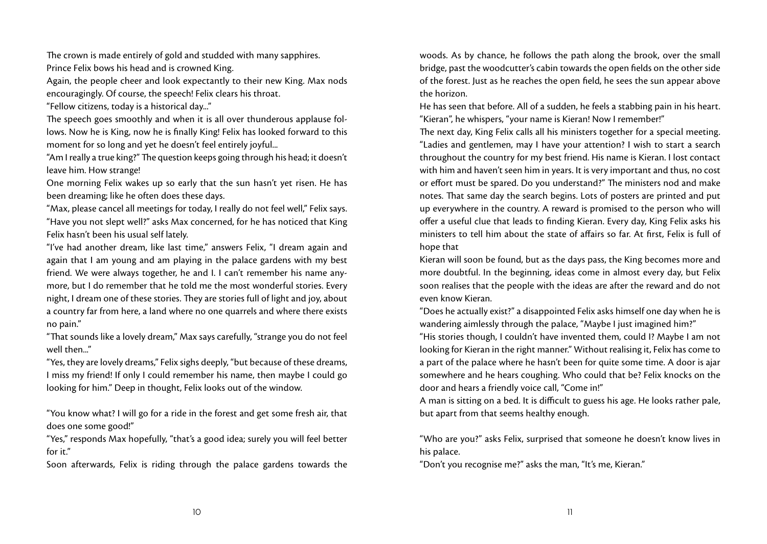The crown is made entirely of gold and studded with many sapphires. Prince Felix bows his head and is crowned King.

Again, the people cheer and look expectantly to their new King. Max nods encouragingly. Of course, the speech! Felix clears his throat.

"Fellow citizens, today is a historical day..."

The speech goes smoothly and when it is all over thunderous applause follows. Now he is King, now he is finally King! Felix has looked forward to this moment for so long and yet he doesn't feel entirely joyful...

"Am I really a true king?" The question keeps going through his head; it doesn't leave him. How strange!

One morning Felix wakes up so early that the sun hasn't yet risen. He has been dreaming; like he often does these days.

"Max, please cancel all meetings for today, I really do not feel well," Felix says.

"Have you not slept well?" asks Max concerned, for he has noticed that King Felix hasn't been his usual self lately.

"I've had another dream, like last time," answers Felix, "I dream again and again that I am young and am playing in the palace gardens with my best friend. We were always together, he and I. I can't remember his name anymore, but I do remember that he told me the most wonderful stories. Every night, I dream one of these stories. They are stories full of light and joy, about a country far from here, a land where no one quarrels and where there exists no pain."

"That sounds like a lovely dream," Max says carefully, "strange you do not feel well then..."

"Yes, they are lovely dreams," Felix sighs deeply, "but because of these dreams, I miss my friend! If only I could remember his name, then maybe I could go looking for him." Deep in thought, Felix looks out of the window.

"You know what? I will go for a ride in the forest and get some fresh air, that does one some good!"

"Yes," responds Max hopefully, "that's a good idea; surely you will feel better for it."

Soon afterwards, Felix is riding through the palace gardens towards the woods. As by chance, he follows the path along the brook, over the small bridge, past the woodcutter's cabin towards the open fields on the other side of the forest. Just as he reaches the open field, he sees the sun appear above the horizon.

He has seen that before. All of a sudden, he feels a stabbing pain in his heart. "Kieran", he whispers, "your name is Kieran! Now I remember!"

The next day, King Felix calls all his ministers together for a special meeting. "Ladies and gentlemen, may I have your attention? I wish to start a search throughout the country for my best friend. His name is Kieran. I lost contact with him and haven't seen him in years. It is very important and thus, no cost or effort must be spared. Do you understand?" The ministers nod and make notes. That same day the search begins. Lots of posters are printed and put up everywhere in the country. A reward is promised to the person who will offer a useful clue that leads to finding Kieran. Every day, King Felix asks his ministers to tell him about the state of affairs so far. At first, Felix is full of hope that Kieran will soon be found, but as the days pass, the King becomes more and more doubtful. In the beginning, ideas come in almost every day, but Felix soon realises that the people with the ideas are after the reward and do not even know Kieran.

"Does he actually exist?" a disappointed Felix asks himself one day when he is wandering aimlessly through the palace, "Maybe I just imagined him?"

"His stories though, I couldn't have invented them, could I? Maybe I am not looking for Kieran in the right manner." Without realising it, Felix has come to a part of the palace where he hasn't been for quite some time. A door is ajar somewhere and he hears coughing. Who could that be? Felix knocks on the door and hears a friendly voice call, "Come in!"

A man is sitting on a bed. It is difficult to guess his age. He looks rather pale, but apart from that seems healthy enough.

"Who are you?" asks Felix, surprised that someone he doesn't know lives in his palace.

"Don't you recognise me?" asks the man, "It's me, Kieran."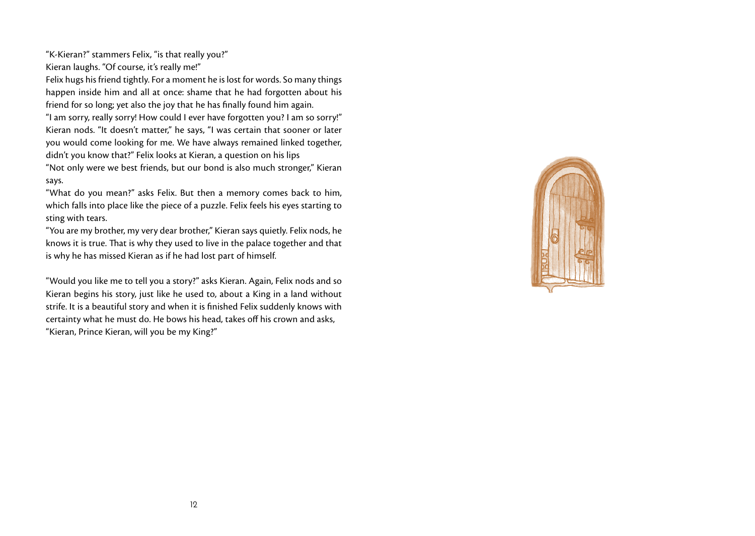"K-Kieran?" stammers Felix, "is that really you?"

Kieran laughs. "Of course, it's really me!"

Felix hugs his friend tightly. For a moment he is lost for words. So many things happen inside him and all at once: shame that he had forgotten about his friend for so long; yet also the joy that he has finally found him again.

"I am sorry, really sorry! How could I ever have forgotten you? I am so sorry!" Kieran nods. "It doesn't matter," he says, "I was certain that sooner or later you would come looking for me. We have always remained linked together, didn't you know that?" Felix looks at Kieran, a question on his lips

"Not only were we best friends, but our bond is also much stronger," Kieran says.

"What do you mean?" asks Felix. But then a memory comes back to him, which falls into place like the piece of a puzzle. Felix feels his eyes starting to sting with tears.

"You are my brother, my very dear brother," Kieran says quietly. Felix nods, he knows it is true. That is why they used to live in the palace together and that is why he has missed Kieran as if he had lost part of himself.

"Would you like me to tell you a story?" asks Kieran. Again, Felix nods and so Kieran begins his story, just like he used to, about a King in a land without strife. It is a beautiful story and when it is finished Felix suddenly knows with certainty what he must do. He bows his head, takes off his crown and asks,

"Kieran, Prince Kieran, will you be my King?"